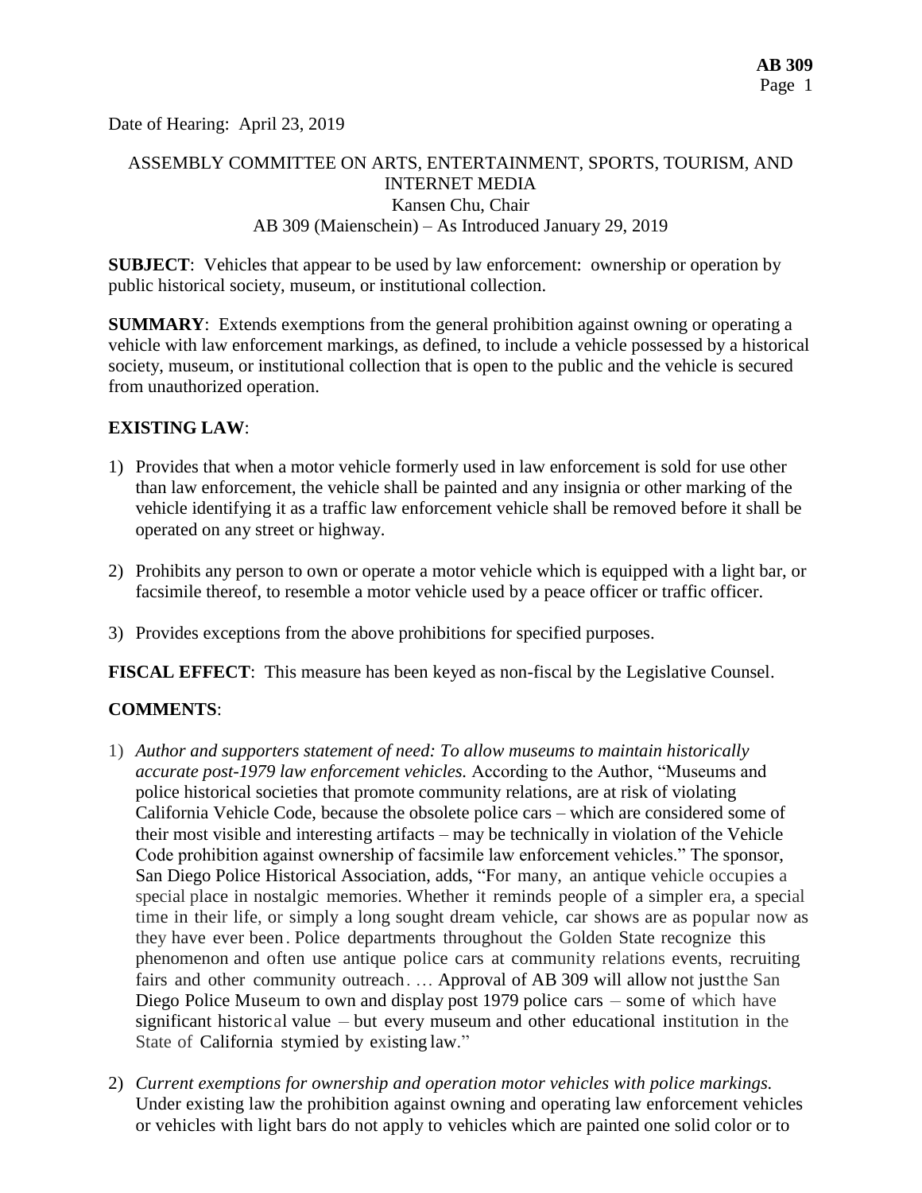Date of Hearing: April 23, 2019

ASSEMBLY COMMITTEE ON ARTS, ENTERTAINMENT, SPORTS, TOURISM, AND INTERNET MEDIA
Kansen Chu, Chair
AB 309 (Maienschein) – As Introduced January 29, 2019

**SUBJECT**: Vehicles that appear to be used by law enforcement: ownership or operation by public historical society, museum, or institutional collection.

**SUMMARY**: Extends exemptions from the general prohibition against owning or operating a vehicle with law enforcement markings, as defined, to include a vehicle possessed by a historical society, museum, or institutional collection that is open to the public and the vehicle is secured from unauthorized operation.

**EXISTING LAW**:

1) Provides that when a motor vehicle formerly used in law enforcement is sold for use other than law enforcement, the vehicle shall be painted and any insignia or other marking of the vehicle identifying it as a traffic law enforcement vehicle shall be removed before it shall be operated on any street or highway.

2) Prohibits any person to own or operate a motor vehicle which is equipped with a light bar, or facsimile thereof, to resemble a motor vehicle used by a peace officer or traffic officer.

3) Provides exceptions from the above prohibitions for specified purposes.

**FISCAL EFFECT**: This measure has been keyed as non-fiscal by the Legislative Counsel.

**COMMENTS**:

1) *Author and supporters statement of need: To allow museums to maintain historically accurate post-1979 law enforcement vehicles.* According to the Author, "Museums and police historical societies that promote community relations, are at risk of violating California Vehicle Code, because the obsolete police cars – which are considered some of their most visible and interesting artifacts – may be technically in violation of the Vehicle Code prohibition against ownership of facsimile law enforcement vehicles." The sponsor, San Diego Police Historical Association, adds, "For many, an antique vehicle occupies a special place in nostalgic memories. Whether it reminds people of a simpler era, a special time in their life, or simply a long sought dream vehicle, car shows are as popular now as they have ever been. Police departments throughout the Golden State recognize this phenomenon and often use antique police cars at community relations events, recruiting fairs and other community outreach. … Approval of AB 309 will allow not just the San Diego Police Museum to own and display post 1979 police cars – some of which have significant historical value – but every museum and other educational institution in the State of California stymied by existing law."

2) *Current exemptions for ownership and operation motor vehicles with police markings.* Under existing law the prohibition against owning and operating law enforcement vehicles or vehicles with light bars do not apply to vehicles which are painted one solid color or to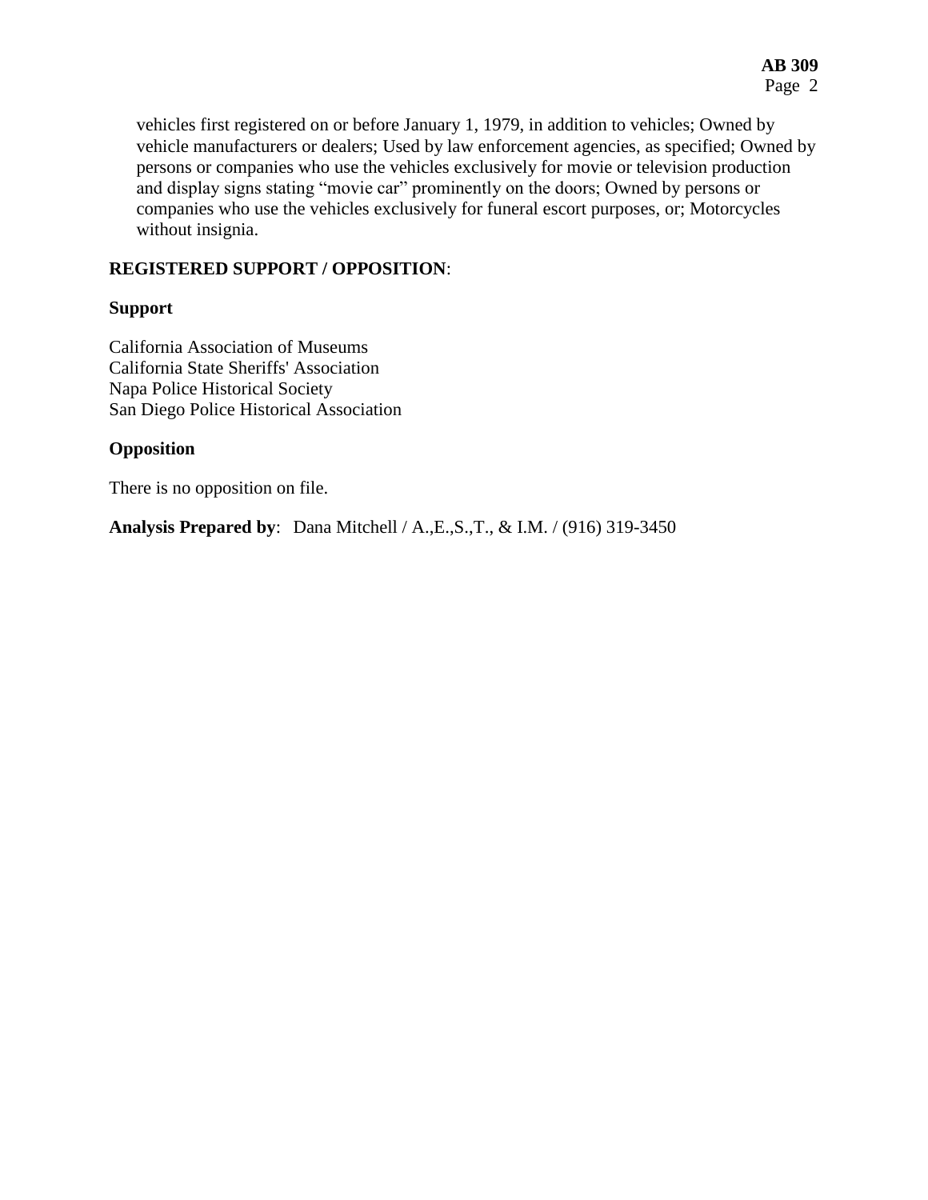vehicles first registered on or before January 1, 1979, in addition to vehicles; Owned by vehicle manufacturers or dealers; Used by law enforcement agencies, as specified; Owned by persons or companies who use the vehicles exclusively for movie or television production and display signs stating "movie car" prominently on the doors; Owned by persons or companies who use the vehicles exclusively for funeral escort purposes, or; Motorcycles without insignia.

## REGISTERED SUPPORT / OPPOSITION:

### Support

California Association of Museums
California State Sheriffs' Association
Napa Police Historical Society
San Diego Police Historical Association

### Opposition

There is no opposition on file.

**Analysis Prepared by**: Dana Mitchell / A.,E.,S.,T., & I.M. / (916) 319-3450